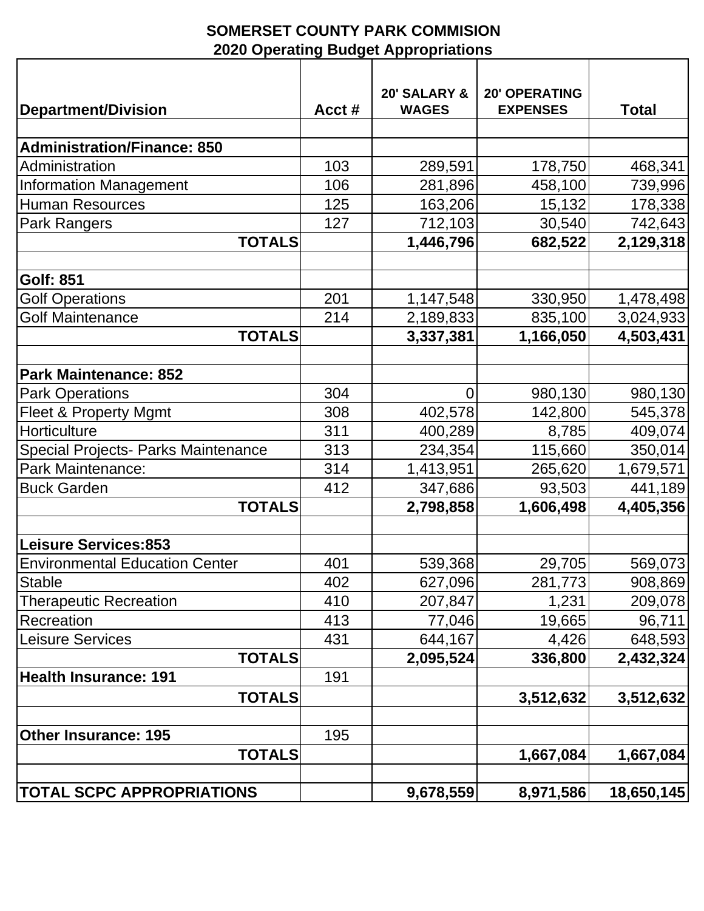# SOMERSET COUNTY PARK COMMISION
## 2020 Operating Budget Appropriations

| Department/Division | Acct # | 20' SALARY & WAGES | 20' OPERATING EXPENSES | Total |
|---|---|---|---|---|
| | | | | |
| **Administration/Finance: 850** | | | | |
| Administration | 103 | 289,591 | 178,750 | 468,341 |
| Information Management | 106 | 281,896 | 458,100 | 739,996 |
| Human Resources | 125 | 163,206 | 15,132 | 178,338 |
| Park Rangers | 127 | 712,103 | 30,540 | 742,643 |
| **TOTALS** | | **1,446,796** | **682,522** | **2,129,318** |
| | | | | |
| **Golf: 851** | | | | |
| Golf Operations | 201 | 1,147,548 | 330,950 | 1,478,498 |
| Golf Maintenance | 214 | 2,189,833 | 835,100 | 3,024,933 |
| **TOTALS** | | **3,337,381** | **1,166,050** | **4,503,431** |
| | | | | |
| **Park Maintenance: 852** | | | | |
| Park Operations | 304 | 0 | 980,130 | 980,130 |
| Fleet & Property Mgmt | 308 | 402,578 | 142,800 | 545,378 |
| Horticulture | 311 | 400,289 | 8,785 | 409,074 |
| Special Projects- Parks Maintenance | 313 | 234,354 | 115,660 | 350,014 |
| Park Maintenance: | 314 | 1,413,951 | 265,620 | 1,679,571 |
| Buck Garden | 412 | 347,686 | 93,503 | 441,189 |
| **TOTALS** | | **2,798,858** | **1,606,498** | **4,405,356** |
| | | | | |
| **Leisure Services:853** | | | | |
| Environmental Education Center | 401 | 539,368 | 29,705 | 569,073 |
| Stable | 402 | 627,096 | 281,773 | 908,869 |
| Therapeutic Recreation | 410 | 207,847 | 1,231 | 209,078 |
| Recreation | 413 | 77,046 | 19,665 | 96,711 |
| Leisure Services | 431 | 644,167 | 4,426 | 648,593 |
| **TOTALS** | | **2,095,524** | **336,800** | **2,432,324** |
| **Health Insurance: 191** | 191 | | | |
| **TOTALS** | | | **3,512,632** | **3,512,632** |
| | | | | |
| **Other Insurance: 195** | 195 | | | |
| **TOTALS** | | | **1,667,084** | **1,667,084** |
| | | | | |
| **TOTAL SCPC APPROPRIATIONS** | | **9,678,559** | **8,971,586** | **18,650,145** |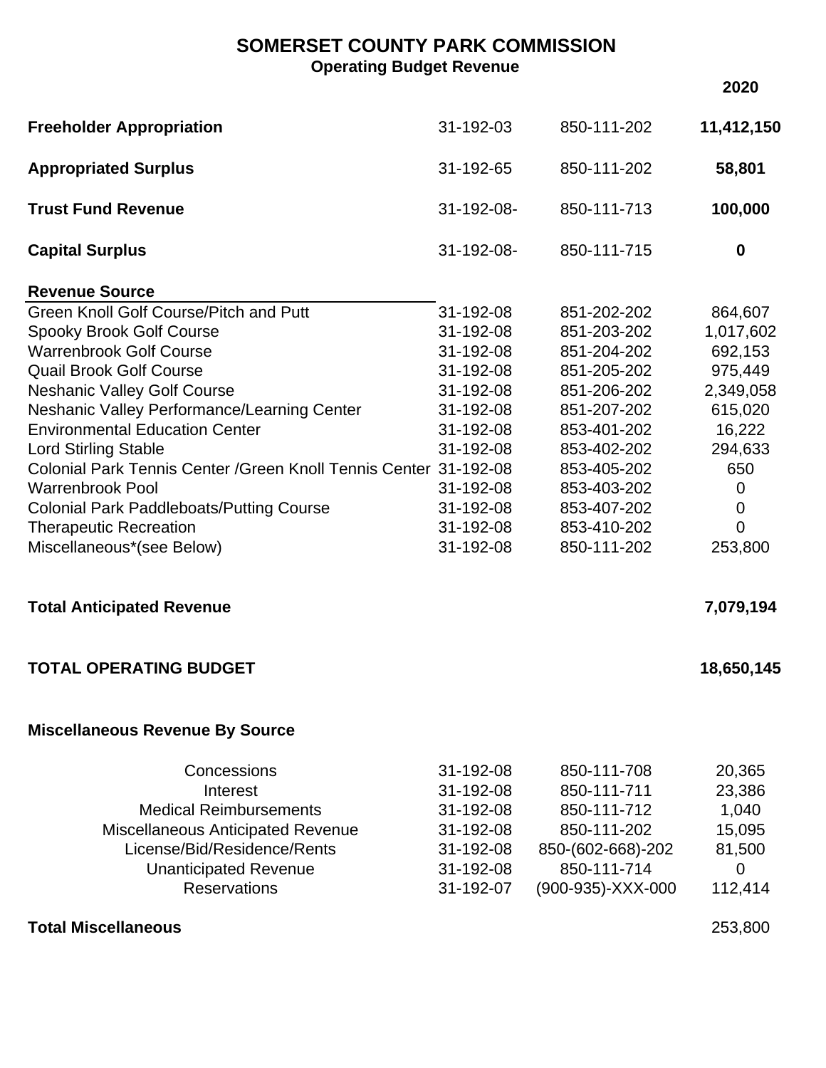# SOMERSET COUNTY PARK COMMISSION

## Operating Budget Revenue

| | | | 2020 |
|---|---|---|---|
| **Freeholder Appropriation** | 31-192-03 | 850-111-202 | **11,412,150** |
| **Appropriated Surplus** | 31-192-65 | 850-111-202 | **58,801** |
| **Trust Fund Revenue** | 31-192-08- | 850-111-713 | **100,000** |
| **Capital Surplus** | 31-192-08- | 850-111-715 | **0** |
| **Revenue Source** | | | |
| Green Knoll Golf Course/Pitch and Putt | 31-192-08 | 851-202-202 | 864,607 |
| Spooky Brook Golf Course | 31-192-08 | 851-203-202 | 1,017,602 |
| Warrenbrook Golf Course | 31-192-08 | 851-204-202 | 692,153 |
| Quail Brook Golf Course | 31-192-08 | 851-205-202 | 975,449 |
| Neshanic Valley Golf Course | 31-192-08 | 851-206-202 | 2,349,058 |
| Neshanic Valley Performance/Learning Center | 31-192-08 | 851-207-202 | 615,020 |
| Environmental Education Center | 31-192-08 | 853-401-202 | 16,222 |
| Lord Stirling Stable | 31-192-08 | 853-402-202 | 294,633 |
| Colonial Park Tennis Center /Green Knoll Tennis Center | 31-192-08 | 853-405-202 | 650 |
| Warrenbrook Pool | 31-192-08 | 853-403-202 | 0 |
| Colonial Park Paddleboats/Putting Course | 31-192-08 | 853-407-202 | 0 |
| Therapeutic Recreation | 31-192-08 | 853-410-202 | 0 |
| Miscellaneous*(see Below) | 31-192-08 | 850-111-202 | 253,800 |
| **Total Anticipated Revenue** | | | **7,079,194** |
| **TOTAL OPERATING BUDGET** | | | **18,650,145** |

### Miscellaneous Revenue By Source

| | | | |
|---|---|---|---|
| Concessions | 31-192-08 | 850-111-708 | 20,365 |
| Interest | 31-192-08 | 850-111-711 | 23,386 |
| Medical Reimbursements | 31-192-08 | 850-111-712 | 1,040 |
| Miscellaneous Anticipated Revenue | 31-192-08 | 850-111-202 | 15,095 |
| License/Bid/Residence/Rents | 31-192-08 | 850-(602-668)-202 | 81,500 |
| Unanticipated Revenue | 31-192-08 | 850-111-714 | 0 |
| Reservations | 31-192-07 | (900-935)-XXX-000 | 112,414 |
| **Total Miscellaneous** | | | 253,800 |